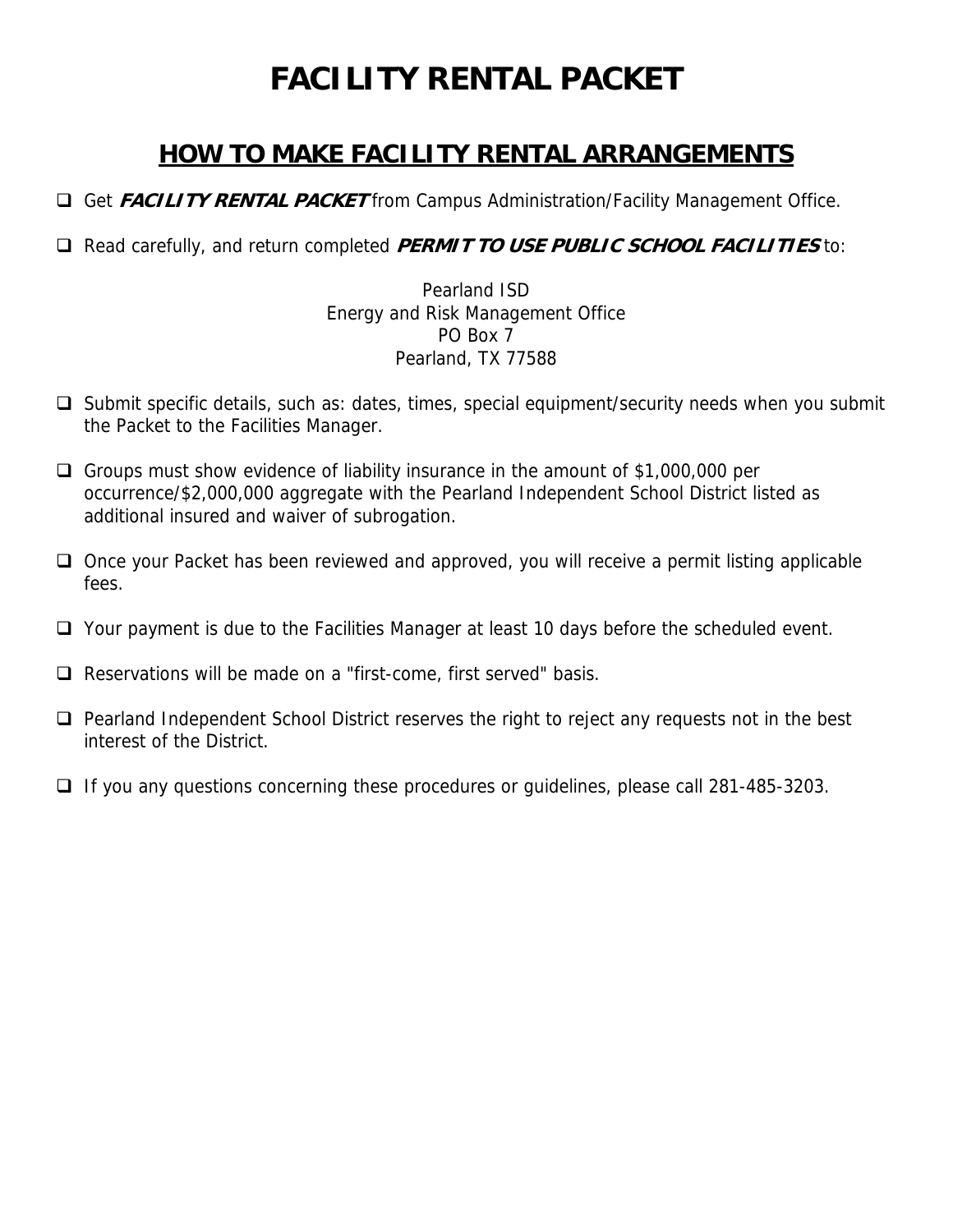# FACILITY RENTAL PACKET

## HOW TO MAKE FACILITY RENTAL ARRANGEMENTS

- ❑ Get ***FACILITY RENTAL PACKET*** from Campus Administration/Facility Management Office.
- ❑ Read carefully, and return completed ***PERMIT TO USE PUBLIC SCHOOL FACILITIES*** to:

  Pearland ISD
  Energy and Risk Management Office
  PO Box 7
  Pearland, TX 77588

- ❑ Submit specific details, such as: dates, times, special equipment/security needs when you submit the Packet to the Facilities Manager.
- ❑ Groups must show evidence of liability insurance in the amount of $1,000,000 per occurrence/$2,000,000 aggregate with the Pearland Independent School District listed as additional insured and waiver of subrogation.
- ❑ Once your Packet has been reviewed and approved, you will receive a permit listing applicable fees.
- ❑ Your payment is due to the Facilities Manager at least 10 days before the scheduled event.
- ❑ Reservations will be made on a "first-come, first served" basis.
- ❑ Pearland Independent School District reserves the right to reject any requests not in the best interest of the District.
- ❑ If you any questions concerning these procedures or guidelines, please call 281-485-3203.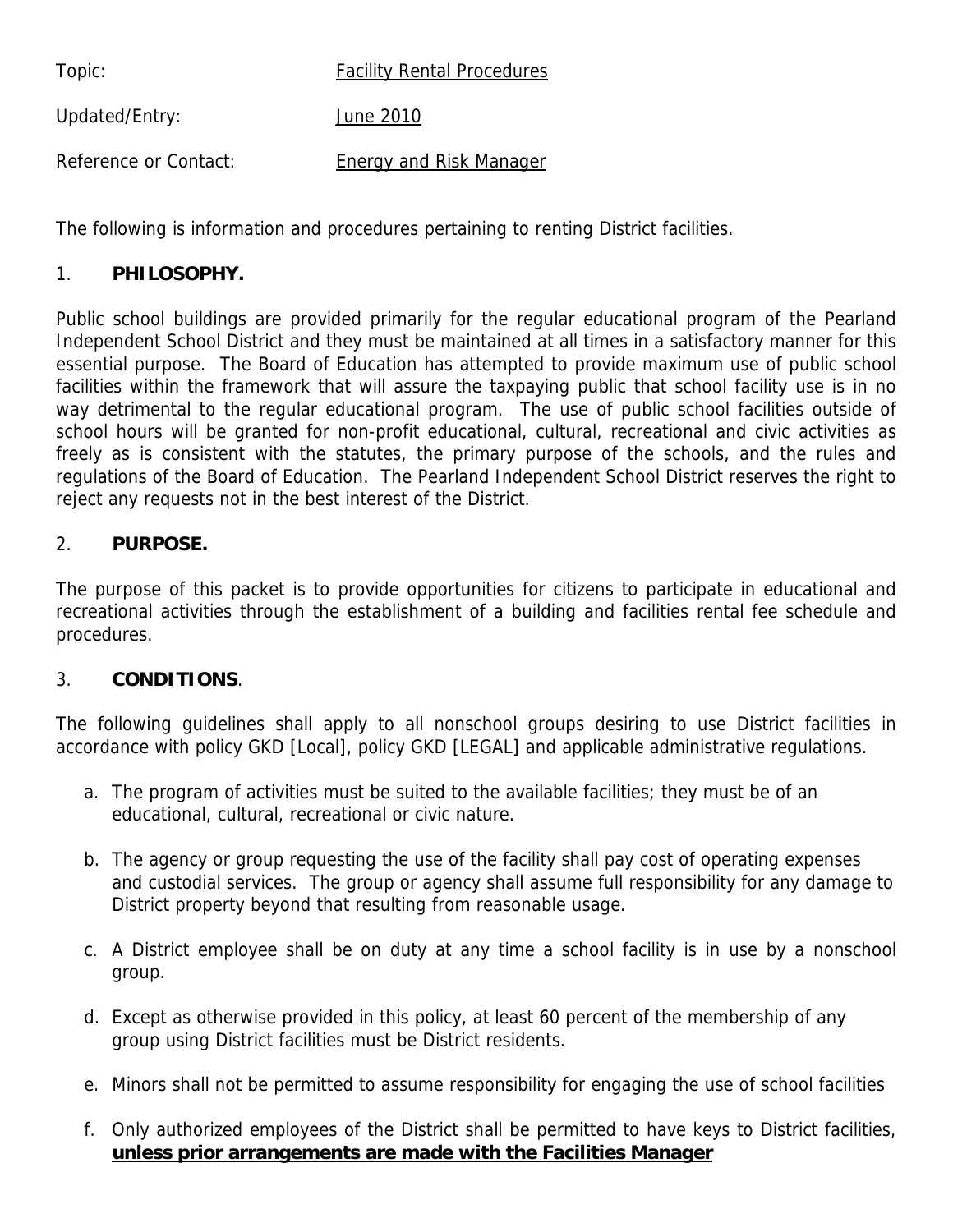Topic: Facility Rental Procedures

Updated/Entry: June 2010

Reference or Contact: Energy and Risk Manager

The following is information and procedures pertaining to renting District facilities.

## 1. PHILOSOPHY.

Public school buildings are provided primarily for the regular educational program of the Pearland Independent School District and they must be maintained at all times in a satisfactory manner for this essential purpose. The Board of Education has attempted to provide maximum use of public school facilities within the framework that will assure the taxpaying public that school facility use is in no way detrimental to the regular educational program. The use of public school facilities outside of school hours will be granted for non-profit educational, cultural, recreational and civic activities as freely as is consistent with the statutes, the primary purpose of the schools, and the rules and regulations of the Board of Education. The Pearland Independent School District reserves the right to reject any requests not in the best interest of the District.

## 2. PURPOSE.

The purpose of this packet is to provide opportunities for citizens to participate in educational and recreational activities through the establishment of a building and facilities rental fee schedule and procedures.

## 3. CONDITIONS.

The following guidelines shall apply to all nonschool groups desiring to use District facilities in accordance with policy GKD [Local], policy GKD [LEGAL] and applicable administrative regulations.

a. The program of activities must be suited to the available facilities; they must be of an educational, cultural, recreational or civic nature.

b. The agency or group requesting the use of the facility shall pay cost of operating expenses and custodial services. The group or agency shall assume full responsibility for any damage to District property beyond that resulting from reasonable usage.

c. A District employee shall be on duty at any time a school facility is in use by a nonschool group.

d. Except as otherwise provided in this policy, at least 60 percent of the membership of any group using District facilities must be District residents.

e. Minors shall not be permitted to assume responsibility for engaging the use of school facilities

f. Only authorized employees of the District shall be permitted to have keys to District facilities, **unless prior arrangements are made with the Facilities Manager**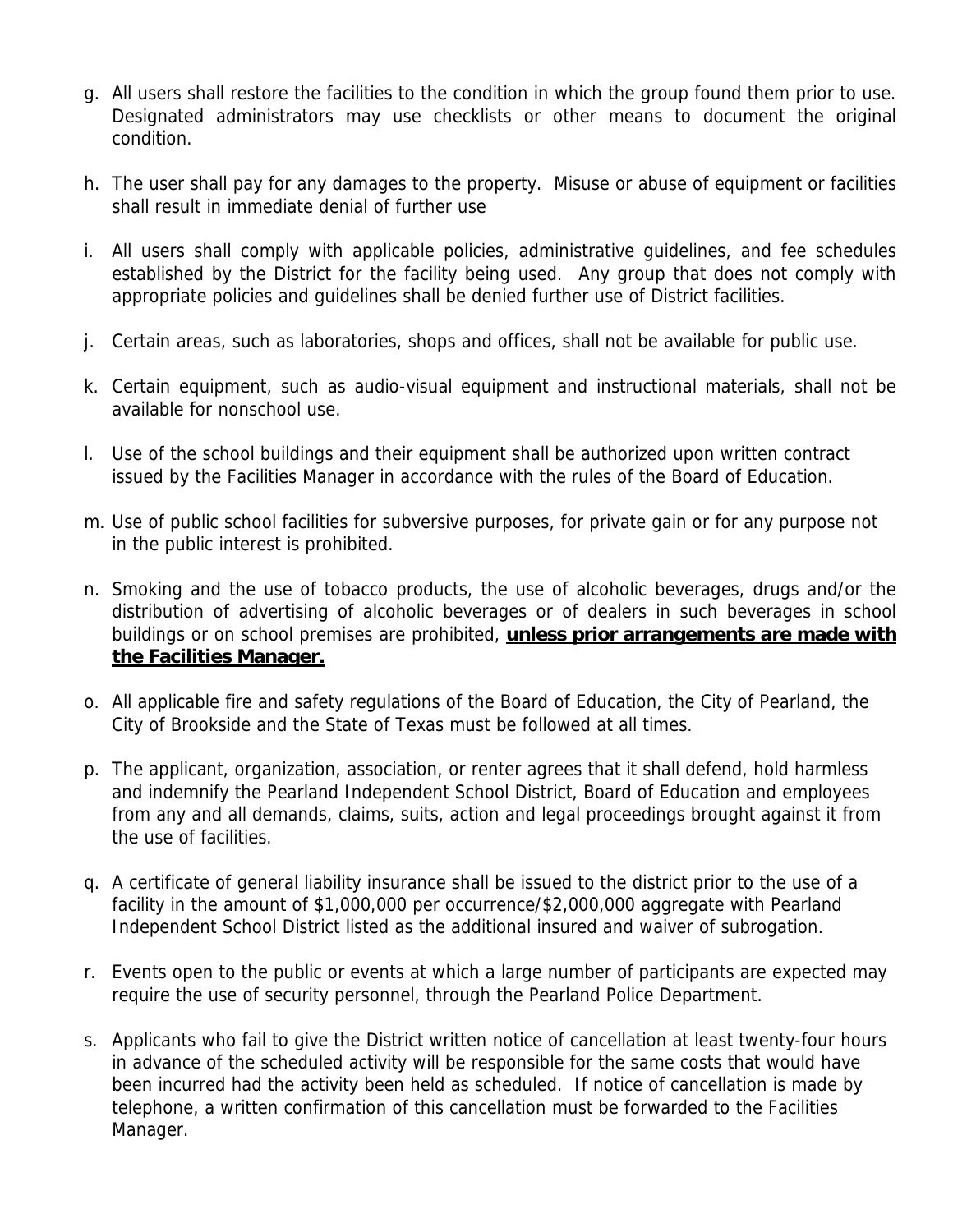g. All users shall restore the facilities to the condition in which the group found them prior to use. Designated administrators may use checklists or other means to document the original condition.

h. The user shall pay for any damages to the property. Misuse or abuse of equipment or facilities shall result in immediate denial of further use

i. All users shall comply with applicable policies, administrative guidelines, and fee schedules established by the District for the facility being used. Any group that does not comply with appropriate policies and guidelines shall be denied further use of District facilities.

j. Certain areas, such as laboratories, shops and offices, shall not be available for public use.

k. Certain equipment, such as audio-visual equipment and instructional materials, shall not be available for nonschool use.

l. Use of the school buildings and their equipment shall be authorized upon written contract issued by the Facilities Manager in accordance with the rules of the Board of Education.

m. Use of public school facilities for subversive purposes, for private gain or for any purpose not in the public interest is prohibited.

n. Smoking and the use of tobacco products, the use of alcoholic beverages, drugs and/or the distribution of advertising of alcoholic beverages or of dealers in such beverages in school buildings or on school premises are prohibited, <u>**unless prior arrangements are made with the Facilities Manager.**</u>

o. All applicable fire and safety regulations of the Board of Education, the City of Pearland, the City of Brookside and the State of Texas must be followed at all times.

p. The applicant, organization, association, or renter agrees that it shall defend, hold harmless and indemnify the Pearland Independent School District, Board of Education and employees from any and all demands, claims, suits, action and legal proceedings brought against it from the use of facilities.

q. A certificate of general liability insurance shall be issued to the district prior to the use of a facility in the amount of $1,000,000 per occurrence/$2,000,000 aggregate with Pearland Independent School District listed as the additional insured and waiver of subrogation.

r. Events open to the public or events at which a large number of participants are expected may require the use of security personnel, through the Pearland Police Department.

s. Applicants who fail to give the District written notice of cancellation at least twenty-four hours in advance of the scheduled activity will be responsible for the same costs that would have been incurred had the activity been held as scheduled. If notice of cancellation is made by telephone, a written confirmation of this cancellation must be forwarded to the Facilities Manager.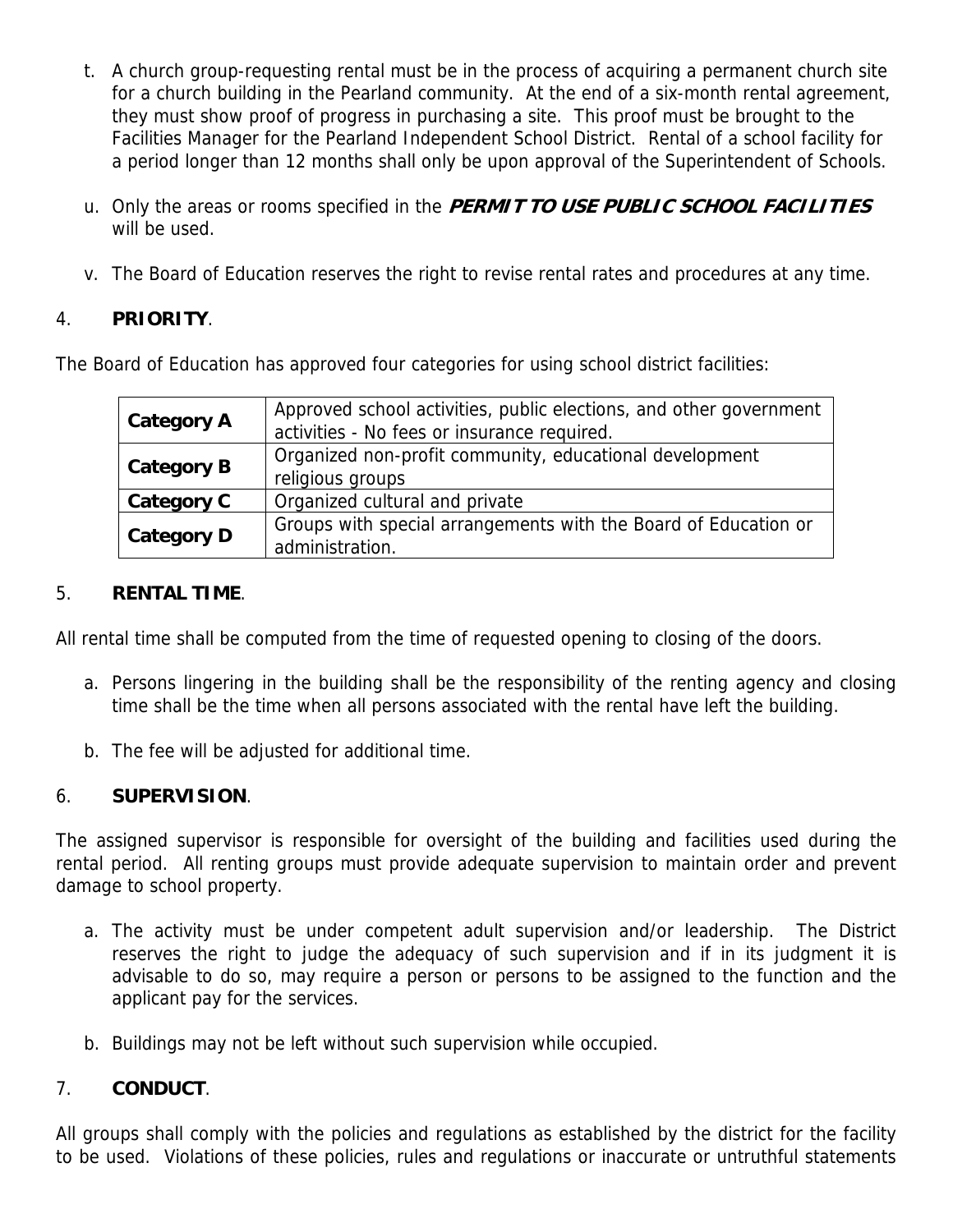t. A church group-requesting rental must be in the process of acquiring a permanent church site for a church building in the Pearland community. At the end of a six-month rental agreement, they must show proof of progress in purchasing a site. This proof must be brought to the Facilities Manager for the Pearland Independent School District. Rental of a school facility for a period longer than 12 months shall only be upon approval of the Superintendent of Schools.

u. Only the areas or rooms specified in the ***PERMIT TO USE PUBLIC SCHOOL FACILITIES*** will be used.

v. The Board of Education reserves the right to revise rental rates and procedures at any time.

4. **PRIORITY**.

The Board of Education has approved four categories for using school district facilities:

| | |
|---|---|
| **Category A** | Approved school activities, public elections, and other government activities - No fees or insurance required. |
| **Category B** | Organized non-profit community, educational development religious groups |
| **Category C** | Organized cultural and private |
| **Category D** | Groups with special arrangements with the Board of Education or administration. |

5. **RENTAL TIME**.

All rental time shall be computed from the time of requested opening to closing of the doors.

a. Persons lingering in the building shall be the responsibility of the renting agency and closing time shall be the time when all persons associated with the rental have left the building.

b. The fee will be adjusted for additional time.

6. **SUPERVISION**.

The assigned supervisor is responsible for oversight of the building and facilities used during the rental period. All renting groups must provide adequate supervision to maintain order and prevent damage to school property.

a. The activity must be under competent adult supervision and/or leadership. The District reserves the right to judge the adequacy of such supervision and if in its judgment it is advisable to do so, may require a person or persons to be assigned to the function and the applicant pay for the services.

b. Buildings may not be left without such supervision while occupied.

7. **CONDUCT**.

All groups shall comply with the policies and regulations as established by the district for the facility to be used. Violations of these policies, rules and regulations or inaccurate or untruthful statements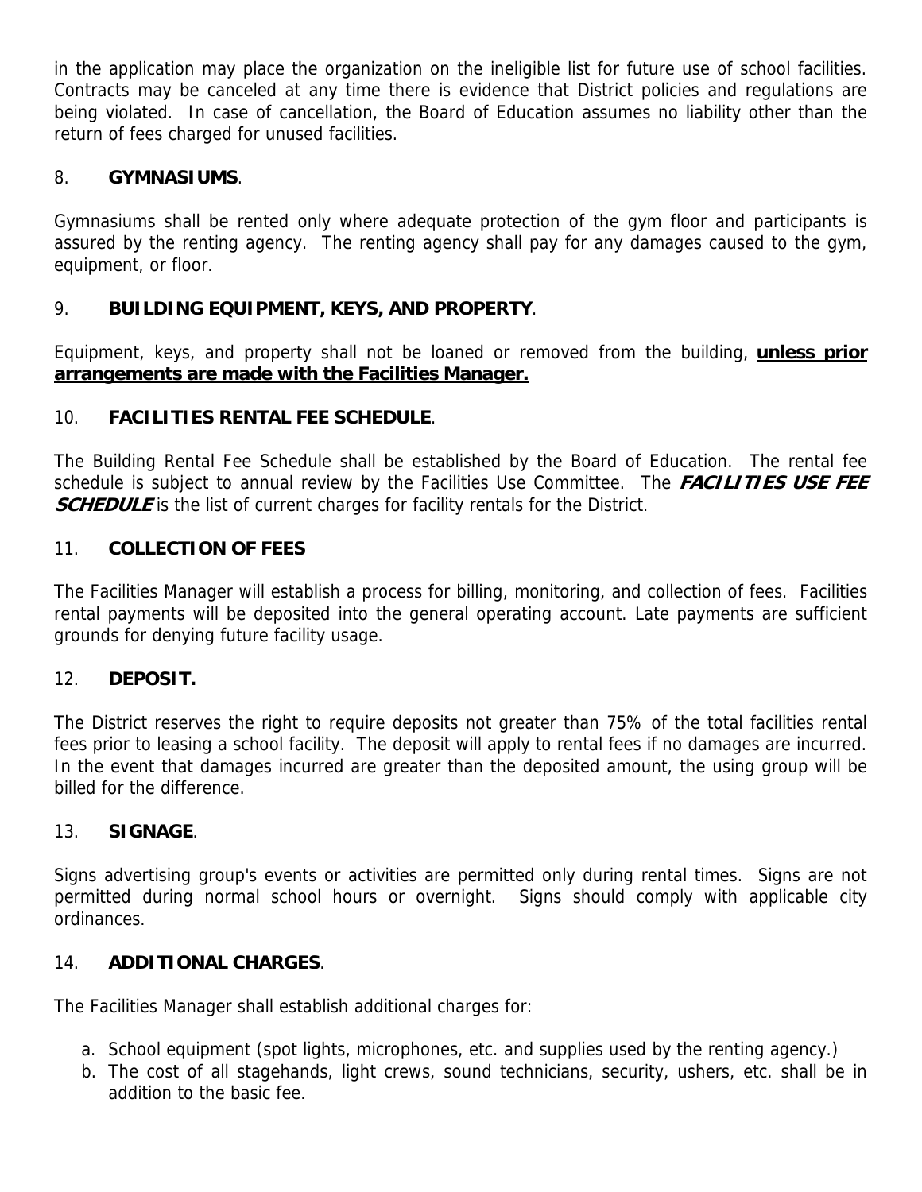in the application may place the organization on the ineligible list for future use of school facilities. Contracts may be canceled at any time there is evidence that District policies and regulations are being violated. In case of cancellation, the Board of Education assumes no liability other than the return of fees charged for unused facilities.

8. **GYMNASIUMS**.

Gymnasiums shall be rented only where adequate protection of the gym floor and participants is assured by the renting agency. The renting agency shall pay for any damages caused to the gym, equipment, or floor.

9. **BUILDING EQUIPMENT, KEYS, AND PROPERTY**.

Equipment, keys, and property shall not be loaned or removed from the building, **unless prior arrangements are made with the Facilities Manager.**

10. **FACILITIES RENTAL FEE SCHEDULE**.

The Building Rental Fee Schedule shall be established by the Board of Education. The rental fee schedule is subject to annual review by the Facilities Use Committee. The ***FACILITIES USE FEE SCHEDULE*** is the list of current charges for facility rentals for the District.

11. **COLLECTION OF FEES**

The Facilities Manager will establish a process for billing, monitoring, and collection of fees. Facilities rental payments will be deposited into the general operating account. Late payments are sufficient grounds for denying future facility usage.

12. **DEPOSIT.**

The District reserves the right to require deposits not greater than 75% of the total facilities rental fees prior to leasing a school facility. The deposit will apply to rental fees if no damages are incurred. In the event that damages incurred are greater than the deposited amount, the using group will be billed for the difference.

13. **SIGNAGE**.

Signs advertising group's events or activities are permitted only during rental times. Signs are not permitted during normal school hours or overnight. Signs should comply with applicable city ordinances.

14. **ADDITIONAL CHARGES**.

The Facilities Manager shall establish additional charges for:

a. School equipment (spot lights, microphones, etc. and supplies used by the renting agency.)
b. The cost of all stagehands, light crews, sound technicians, security, ushers, etc. shall be in addition to the basic fee.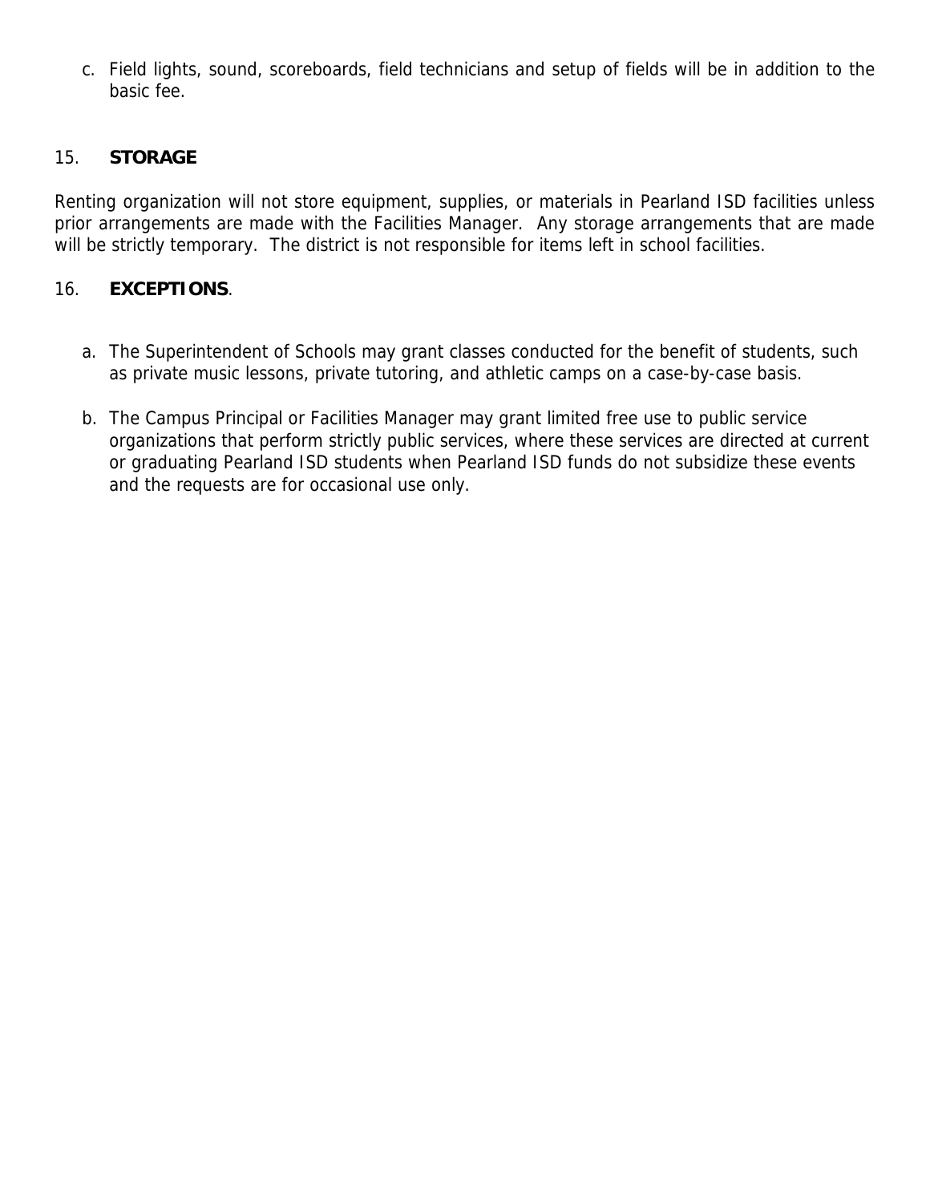c. Field lights, sound, scoreboards, field technicians and setup of fields will be in addition to the basic fee.

## 15. **STORAGE**

Renting organization will not store equipment, supplies, or materials in Pearland ISD facilities unless prior arrangements are made with the Facilities Manager. Any storage arrangements that are made will be strictly temporary. The district is not responsible for items left in school facilities.

## 16. **EXCEPTIONS**.

a. The Superintendent of Schools may grant classes conducted for the benefit of students, such as private music lessons, private tutoring, and athletic camps on a case-by-case basis.

b. The Campus Principal or Facilities Manager may grant limited free use to public service organizations that perform strictly public services, where these services are directed at current or graduating Pearland ISD students when Pearland ISD funds do not subsidize these events and the requests are for occasional use only.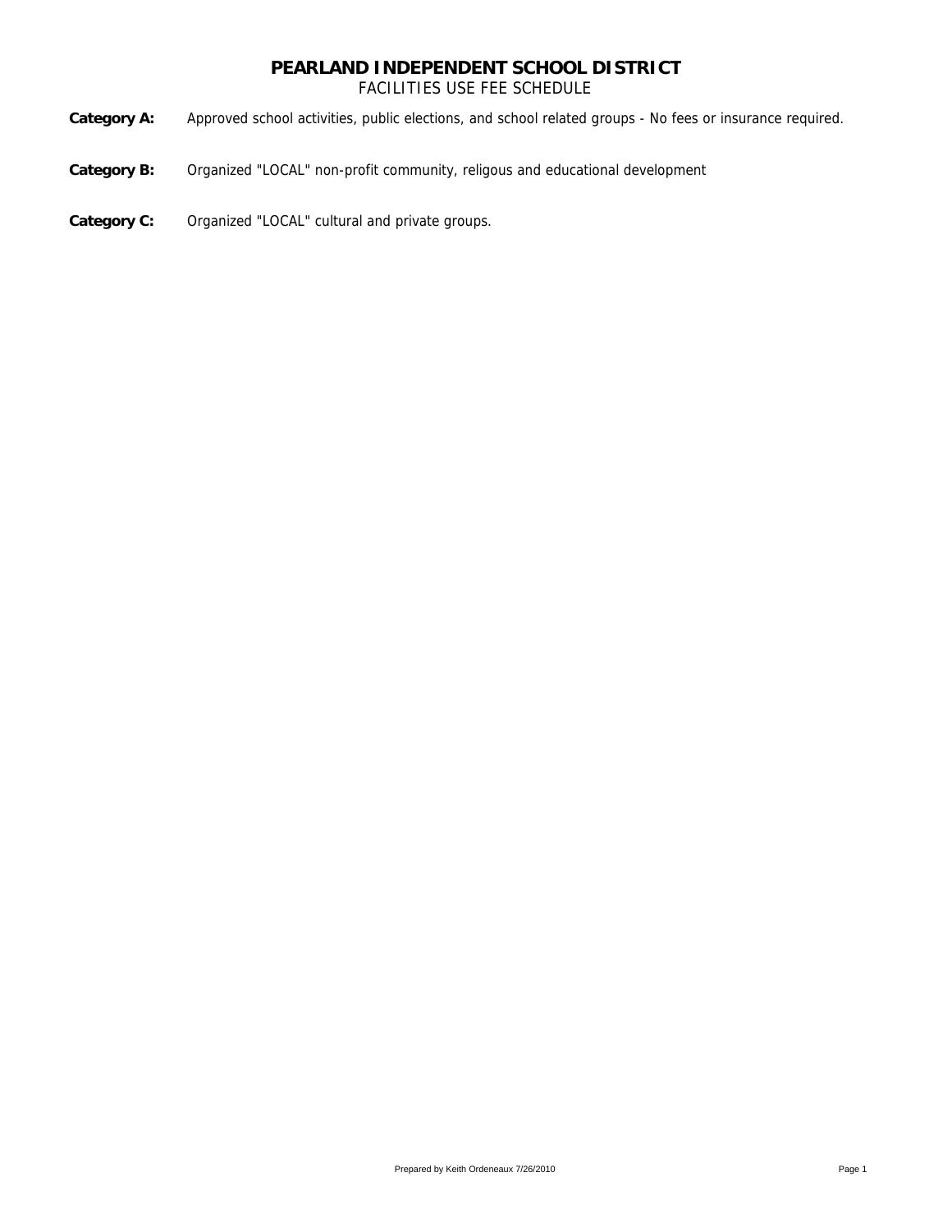# PEARLAND INDEPENDENT SCHOOL DISTRICT

FACILITIES USE FEE SCHEDULE

**Category A:** Approved school activities, public elections, and school related groups - No fees or insurance required.

**Category B:** Organized "LOCAL" non-profit community, religous and educational development

**Category C:** Organized "LOCAL" cultural and private groups.

Prepared by Keith Ordeneaux 7/26/2010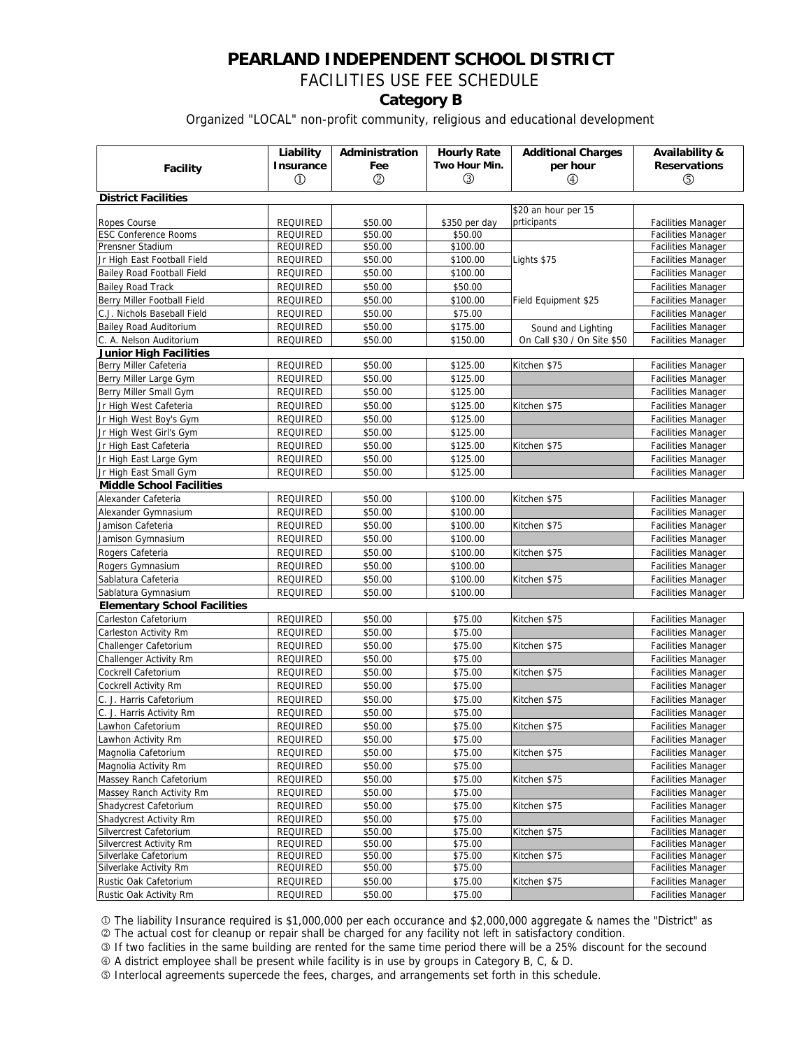# PEARLAND INDEPENDENT SCHOOL DISTRICT

## FACILITIES USE FEE SCHEDULE

### Category B

Organized "LOCAL" non-profit community, religious and educational development

| Facility | Liability Insurance ① | Administration Fee ② | Hourly Rate Two Hour Min. ③ | Additional Charges per hour ④ | Availability & Reservations ⑤ |
|---|---|---|---|---|---|
| **District Facilities** | | | | | |
| Ropes Course | REQUIRED | $50.00 | $350 per day | $20 an hour per 15 prticipants | Facilities Manager |
| ESC Conference Rooms | REQUIRED | $50.00 | $50.00 | | Facilities Manager |
| Prensner Stadium | REQUIRED | $50.00 | $100.00 | | Facilities Manager |
| Jr High East Football Field | REQUIRED | $50.00 | $100.00 | Lights $75 | Facilities Manager |
| Bailey Road Football Field | REQUIRED | $50.00 | $100.00 | | Facilities Manager |
| Bailey Road Track | REQUIRED | $50.00 | $50.00 | | Facilities Manager |
| Berry Miller Football Field | REQUIRED | $50.00 | $100.00 | Field Equipment $25 | Facilities Manager |
| C.J. Nichols Baseball Field | REQUIRED | $50.00 | $75.00 | | Facilities Manager |
| Bailey Road Auditorium | REQUIRED | $50.00 | $175.00 | Sound and Lighting | Facilities Manager |
| C. A. Nelson Auditorium | REQUIRED | $50.00 | $150.00 | On Call $30 / On Site $50 | Facilities Manager |
| **Junior High Facilities** | | | | | |
| Berry Miller Cafeteria | REQUIRED | $50.00 | $125.00 | Kitchen $75 | Facilities Manager |
| Berry Miller Large Gym | REQUIRED | $50.00 | $125.00 | | Facilities Manager |
| Berry Miller Small Gym | REQUIRED | $50.00 | $125.00 | | Facilities Manager |
| Jr High West Cafeteria | REQUIRED | $50.00 | $125.00 | Kitchen $75 | Facilities Manager |
| Jr High West Boy's Gym | REQUIRED | $50.00 | $125.00 | | Facilities Manager |
| Jr High West Girl's Gym | REQUIRED | $50.00 | $125.00 | | Facilities Manager |
| Jr High East Cafeteria | REQUIRED | $50.00 | $125.00 | Kitchen $75 | Facilities Manager |
| Jr High East Large Gym | REQUIRED | $50.00 | $125.00 | | Facilities Manager |
| Jr High East Small Gym | REQUIRED | $50.00 | $125.00 | | Facilities Manager |
| **Middle School Facilities** | | | | | |
| Alexander Cafeteria | REQUIRED | $50.00 | $100.00 | Kitchen $75 | Facilities Manager |
| Alexander Gymnasium | REQUIRED | $50.00 | $100.00 | | Facilities Manager |
| Jamison Cafeteria | REQUIRED | $50.00 | $100.00 | Kitchen $75 | Facilities Manager |
| Jamison Gymnasium | REQUIRED | $50.00 | $100.00 | | Facilities Manager |
| Rogers Cafeteria | REQUIRED | $50.00 | $100.00 | Kitchen $75 | Facilities Manager |
| Rogers Gymnasium | REQUIRED | $50.00 | $100.00 | | Facilities Manager |
| Sablatura Cafeteria | REQUIRED | $50.00 | $100.00 | Kitchen $75 | Facilities Manager |
| Sablatura Gymnasium | REQUIRED | $50.00 | $100.00 | | Facilities Manager |
| **Elementary School Facilities** | | | | | |
| Carleston Cafetorium | REQUIRED | $50.00 | $75.00 | Kitchen $75 | Facilities Manager |
| Carleston Activity Rm | REQUIRED | $50.00 | $75.00 | | Facilities Manager |
| Challenger Cafetorium | REQUIRED | $50.00 | $75.00 | Kitchen $75 | Facilities Manager |
| Challenger Activity Rm | REQUIRED | $50.00 | $75.00 | | Facilities Manager |
| Cockrell Cafetorium | REQUIRED | $50.00 | $75.00 | Kitchen $75 | Facilities Manager |
| Cockrell Activity Rm | REQUIRED | $50.00 | $75.00 | | Facilities Manager |
| C. J. Harris Cafetorium | REQUIRED | $50.00 | $75.00 | Kitchen $75 | Facilities Manager |
| C. J. Harris Activity Rm | REQUIRED | $50.00 | $75.00 | | Facilities Manager |
| Lawhon Cafetorium | REQUIRED | $50.00 | $75.00 | Kitchen $75 | Facilities Manager |
| Lawhon Activity Rm | REQUIRED | $50.00 | $75.00 | | Facilities Manager |
| Magnolia Cafetorium | REQUIRED | $50.00 | $75.00 | Kitchen $75 | Facilities Manager |
| Magnolia Activity Rm | REQUIRED | $50.00 | $75.00 | | Facilities Manager |
| Massey Ranch Cafetorium | REQUIRED | $50.00 | $75.00 | Kitchen $75 | Facilities Manager |
| Massey Ranch Activity Rm | REQUIRED | $50.00 | $75.00 | | Facilities Manager |
| Shadycrest Cafetorium | REQUIRED | $50.00 | $75.00 | Kitchen $75 | Facilities Manager |
| Shadycrest Activity Rm | REQUIRED | $50.00 | $75.00 | | Facilities Manager |
| Silvercrest Cafetorium | REQUIRED | $50.00 | $75.00 | Kitchen $75 | Facilities Manager |
| Silvercrest Activity Rm | REQUIRED | $50.00 | $75.00 | | Facilities Manager |
| Silverlake Cafetorium | REQUIRED | $50.00 | $75.00 | Kitchen $75 | Facilities Manager |
| Silverlake Activity Rm | REQUIRED | $50.00 | $75.00 | | Facilities Manager |
| Rustic Oak Cafetorium | REQUIRED | $50.00 | $75.00 | Kitchen $75 | Facilities Manager |
| Rustic Oak Activity Rm | REQUIRED | $50.00 | $75.00 | | Facilities Manager |

① The liability Insurance required is $1,000,000 per each occurance and $2,000,000 aggregate & names the "District" as

② The actual cost for cleanup or repair shall be charged for any facility not left in satisfactory condition.

③ If two faclities in the same building are rented for the same time period there will be a 25% discount for the secound

④ A district employee shall be present while facility is in use by groups in Category B, C, & D.

⑤ Interlocal agreements supercede the fees, charges, and arrangements set forth in this schedule.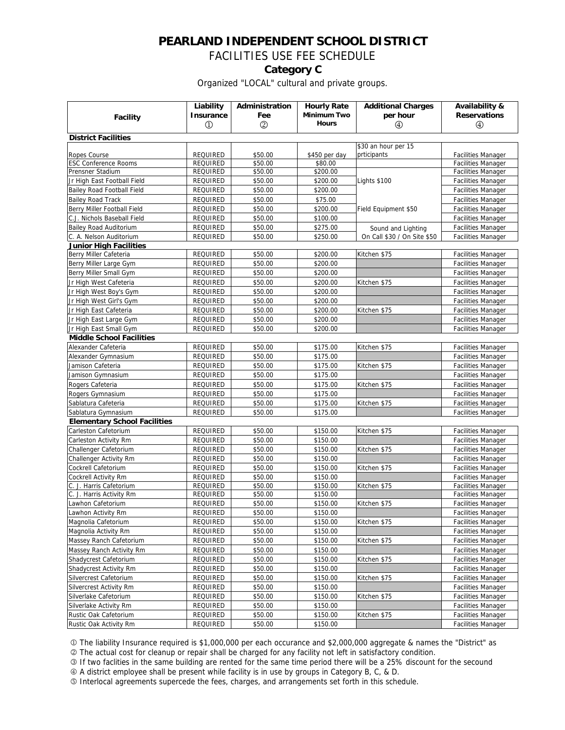# PEARLAND INDEPENDENT SCHOOL DISTRICT

## FACILITIES USE FEE SCHEDULE

### Category C

Organized "LOCAL" cultural and private groups.

| Facility | Liability Insurance ① | Administration Fee ② | Hourly Rate Minimum Two Hours | Additional Charges per hour ④ | Availability & Reservations ④ |
|---|---|---|---|---|---|
| **District Facilities** | | | | | |
| Ropes Course | REQUIRED | $50.00 | $450 per day | $30 an hour per 15 prticipants | Facilities Manager |
| ESC Conference Rooms | REQUIRED | $50.00 | $80.00 | | Facilities Manager |
| Prensner Stadium | REQUIRED | $50.00 | $200.00 | | Facilities Manager |
| Jr High East Football Field | REQUIRED | $50.00 | $200.00 | Lights $100 | Facilities Manager |
| Bailey Road Football Field | REQUIRED | $50.00 | $200.00 | | Facilities Manager |
| Bailey Road Track | REQUIRED | $50.00 | $75.00 | | Facilities Manager |
| Berry Miller Football Field | REQUIRED | $50.00 | $200.00 | Field Equipment $50 | Facilities Manager |
| C.J. Nichols Baseball Field | REQUIRED | $50.00 | $100.00 | | Facilities Manager |
| Bailey Road Auditorium | REQUIRED | $50.00 | $275.00 | Sound and Lighting | Facilities Manager |
| C. A. Nelson Auditorium | REQUIRED | $50.00 | $250.00 | On Call $30 / On Site $50 | Facilities Manager |
| **Junior High Facilities** | | | | | |
| Berry Miller Cafeteria | REQUIRED | $50.00 | $200.00 | Kitchen $75 | Facilities Manager |
| Berry Miller Large Gym | REQUIRED | $50.00 | $200.00 | | Facilities Manager |
| Berry Miller Small Gym | REQUIRED | $50.00 | $200.00 | | Facilities Manager |
| Jr High West Cafeteria | REQUIRED | $50.00 | $200.00 | Kitchen $75 | Facilities Manager |
| Jr High West Boy's Gym | REQUIRED | $50.00 | $200.00 | | Facilities Manager |
| Jr High West Girl's Gym | REQUIRED | $50.00 | $200.00 | | Facilities Manager |
| Jr High East Cafeteria | REQUIRED | $50.00 | $200.00 | Kitchen $75 | Facilities Manager |
| Jr High East Large Gym | REQUIRED | $50.00 | $200.00 | | Facilities Manager |
| Jr High East Small Gym | REQUIRED | $50.00 | $200.00 | | Facilities Manager |
| **Middle School Facilities** | | | | | |
| Alexander Cafeteria | REQUIRED | $50.00 | $175.00 | Kitchen $75 | Facilities Manager |
| Alexander Gymnasium | REQUIRED | $50.00 | $175.00 | | Facilities Manager |
| Jamison Cafeteria | REQUIRED | $50.00 | $175.00 | Kitchen $75 | Facilities Manager |
| Jamison Gymnasium | REQUIRED | $50.00 | $175.00 | | Facilities Manager |
| Rogers Cafeteria | REQUIRED | $50.00 | $175.00 | Kitchen $75 | Facilities Manager |
| Rogers Gymnasium | REQUIRED | $50.00 | $175.00 | | Facilities Manager |
| Sablatura Cafeteria | REQUIRED | $50.00 | $175.00 | Kitchen $75 | Facilities Manager |
| Sablatura Gymnasium | REQUIRED | $50.00 | $175.00 | | Facilities Manager |
| **Elementary School Facilities** | | | | | |
| Carleston Cafetorium | REQUIRED | $50.00 | $150.00 | Kitchen $75 | Facilities Manager |
| Carleston Activity Rm | REQUIRED | $50.00 | $150.00 | | Facilities Manager |
| Challenger Cafetorium | REQUIRED | $50.00 | $150.00 | Kitchen $75 | Facilities Manager |
| Challenger Activity Rm | REQUIRED | $50.00 | $150.00 | | Facilities Manager |
| Cockrell Cafetorium | REQUIRED | $50.00 | $150.00 | Kitchen $75 | Facilities Manager |
| Cockrell Activity Rm | REQUIRED | $50.00 | $150.00 | | Facilities Manager |
| C. J. Harris Cafetorium | REQUIRED | $50.00 | $150.00 | Kitchen $75 | Facilities Manager |
| C. J. Harris Activity Rm | REQUIRED | $50.00 | $150.00 | | Facilities Manager |
| Lawhon Cafetorium | REQUIRED | $50.00 | $150.00 | Kitchen $75 | Facilities Manager |
| Lawhon Activity Rm | REQUIRED | $50.00 | $150.00 | | Facilities Manager |
| Magnolia Cafetorium | REQUIRED | $50.00 | $150.00 | Kitchen $75 | Facilities Manager |
| Magnolia Activity Rm | REQUIRED | $50.00 | $150.00 | | Facilities Manager |
| Massey Ranch Cafetorium | REQUIRED | $50.00 | $150.00 | Kitchen $75 | Facilities Manager |
| Massey Ranch Activity Rm | REQUIRED | $50.00 | $150.00 | | Facilities Manager |
| Shadycrest Cafetorium | REQUIRED | $50.00 | $150.00 | Kitchen $75 | Facilities Manager |
| Shadycrest Activity Rm | REQUIRED | $50.00 | $150.00 | | Facilities Manager |
| Silvercrest Cafetorium | REQUIRED | $50.00 | $150.00 | Kitchen $75 | Facilities Manager |
| Silvercrest Activity Rm | REQUIRED | $50.00 | $150.00 | | Facilities Manager |
| Silverlake Cafetorium | REQUIRED | $50.00 | $150.00 | Kitchen $75 | Facilities Manager |
| Silverlake Activity Rm | REQUIRED | $50.00 | $150.00 | | Facilities Manager |
| Rustic Oak Cafetorium | REQUIRED | $50.00 | $150.00 | Kitchen $75 | Facilities Manager |
| Rustic Oak Activity Rm | REQUIRED | $50.00 | $150.00 | | Facilities Manager |

① The liability Insurance required is $1,000,000 per each occurance and $2,000,000 aggregate & names the "District" as

② The actual cost for cleanup or repair shall be charged for any facility not left in satisfactory condition.

③ If two faclities in the same building are rented for the same time period there will be a 25% discount for the secound

④ A district employee shall be present while facility is in use by groups in Category B, C, & D.

⑤ Interlocal agreements supercede the fees, charges, and arrangements set forth in this schedule.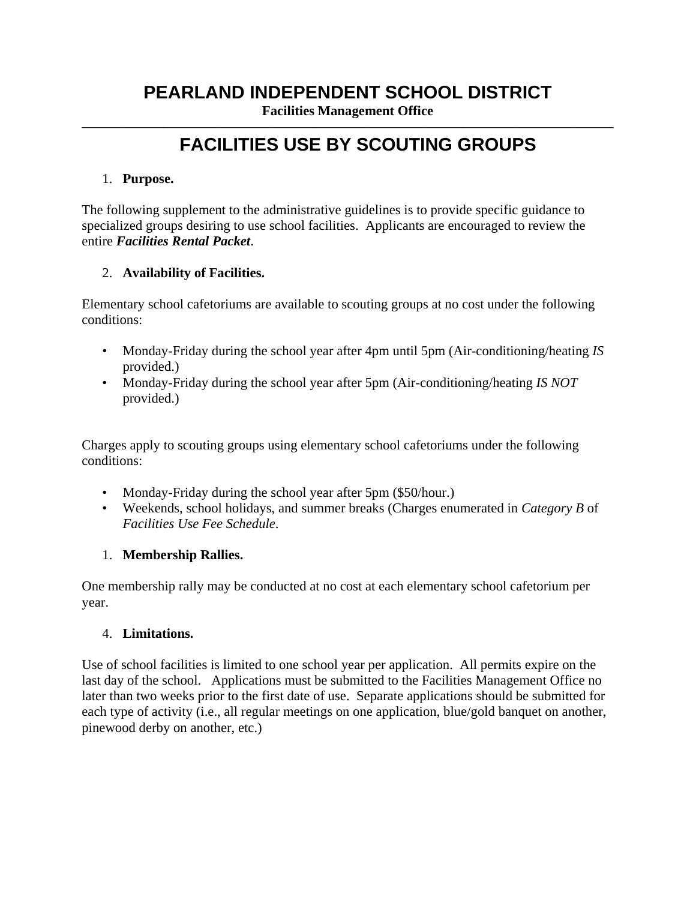# PEARLAND INDEPENDENT SCHOOL DISTRICT

**Facilities Management Office**

---

## FACILITIES USE BY SCOUTING GROUPS

1. **Purpose.**

The following supplement to the administrative guidelines is to provide specific guidance to specialized groups desiring to use school facilities. Applicants are encouraged to review the entire ***Facilities Rental Packet***.

2. **Availability of Facilities.**

Elementary school cafetoriums are available to scouting groups at no cost under the following conditions:

- Monday-Friday during the school year after 4pm until 5pm (Air-conditioning/heating *IS* provided.)
- Monday-Friday during the school year after 5pm (Air-conditioning/heating *IS NOT* provided.)

Charges apply to scouting groups using elementary school cafetoriums under the following conditions:

- Monday-Friday during the school year after 5pm ($50/hour.)
- Weekends, school holidays, and summer breaks (Charges enumerated in *Category B* of *Facilities Use Fee Schedule*.

1. **Membership Rallies.**

One membership rally may be conducted at no cost at each elementary school cafetorium per year.

4. **Limitations.**

Use of school facilities is limited to one school year per application. All permits expire on the last day of the school. Applications must be submitted to the Facilities Management Office no later than two weeks prior to the first date of use. Separate applications should be submitted for each type of activity (i.e., all regular meetings on one application, blue/gold banquet on another, pinewood derby on another, etc.)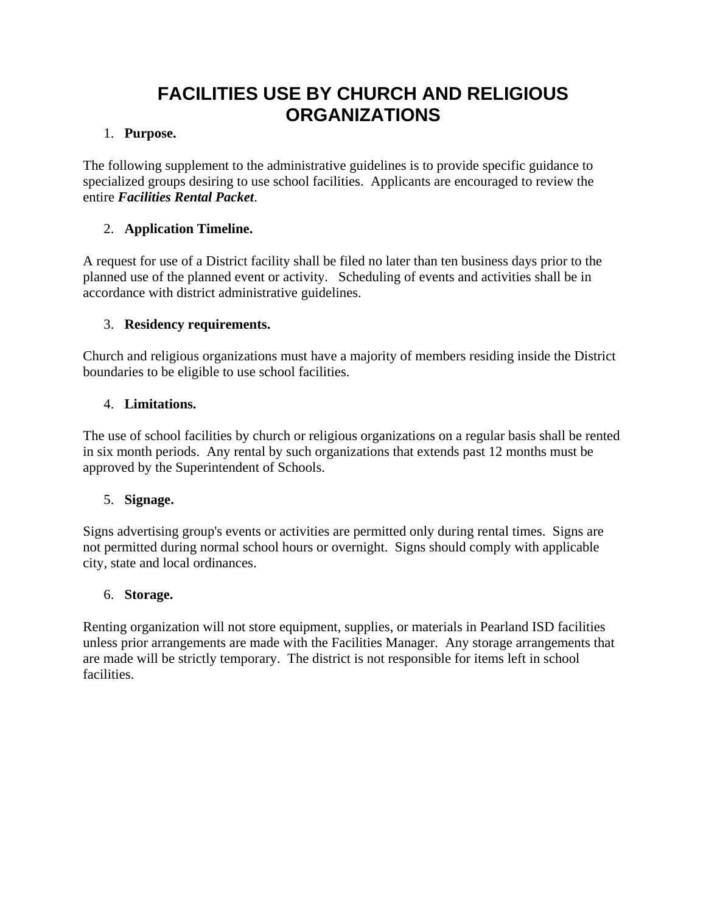# FACILITIES USE BY CHURCH AND RELIGIOUS ORGANIZATIONS

1. **Purpose.**

The following supplement to the administrative guidelines is to provide specific guidance to specialized groups desiring to use school facilities. Applicants are encouraged to review the entire ***Facilities Rental Packet***.

2. **Application Timeline.**

A request for use of a District facility shall be filed no later than ten business days prior to the planned use of the planned event or activity. Scheduling of events and activities shall be in accordance with district administrative guidelines.

3. **Residency requirements.**

Church and religious organizations must have a majority of members residing inside the District boundaries to be eligible to use school facilities.

4. **Limitations.**

The use of school facilities by church or religious organizations on a regular basis shall be rented in six month periods. Any rental by such organizations that extends past 12 months must be approved by the Superintendent of Schools.

5. **Signage.**

Signs advertising group's events or activities are permitted only during rental times. Signs are not permitted during normal school hours or overnight. Signs should comply with applicable city, state and local ordinances.

6. **Storage.**

Renting organization will not store equipment, supplies, or materials in Pearland ISD facilities unless prior arrangements are made with the Facilities Manager. Any storage arrangements that are made will be strictly temporary. The district is not responsible for items left in school facilities.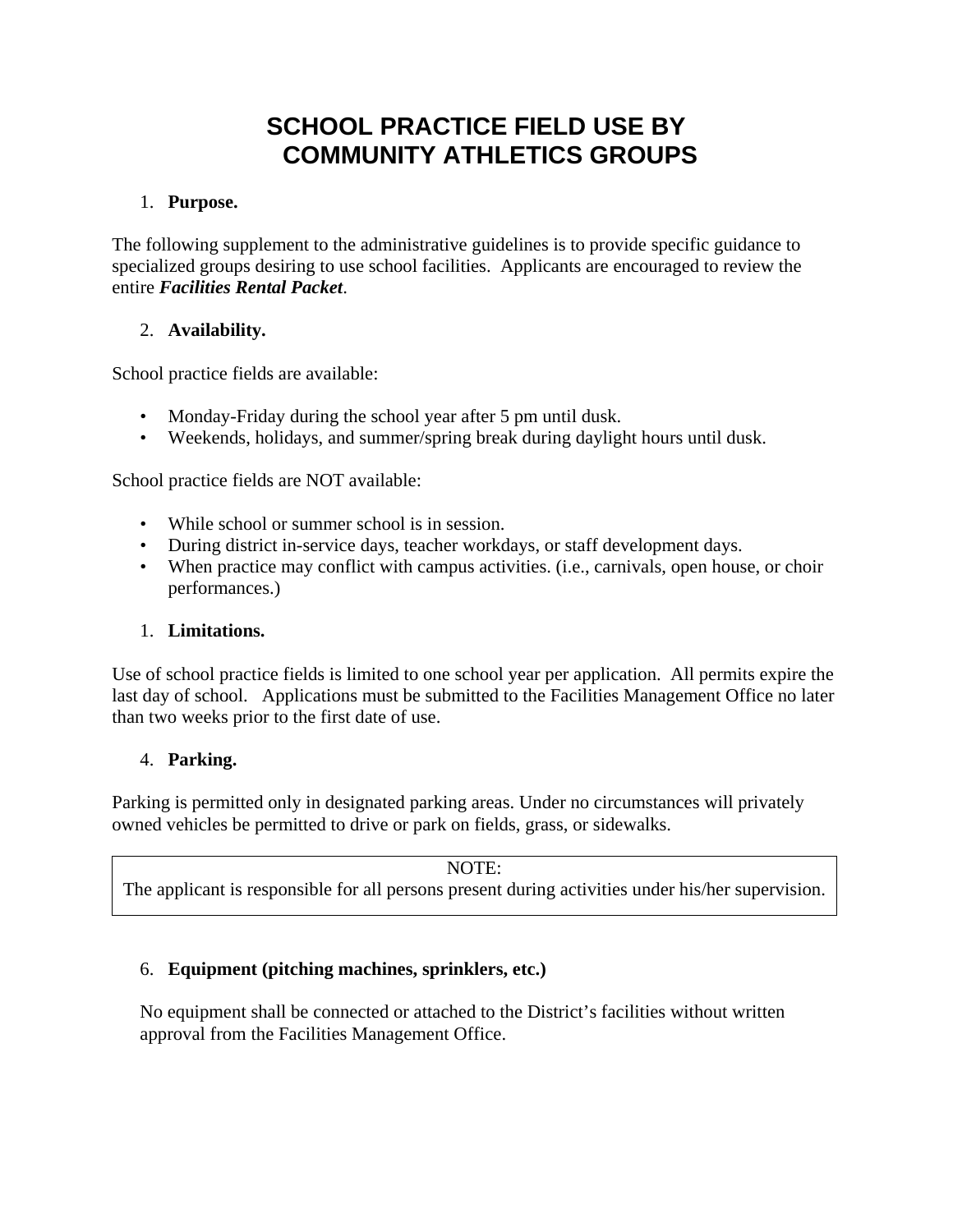# SCHOOL PRACTICE FIELD USE BY COMMUNITY ATHLETICS GROUPS

1. **Purpose.**

The following supplement to the administrative guidelines is to provide specific guidance to specialized groups desiring to use school facilities. Applicants are encouraged to review the entire ***Facilities Rental Packet***.

2. **Availability.**

School practice fields are available:

- Monday-Friday during the school year after 5 pm until dusk.
- Weekends, holidays, and summer/spring break during daylight hours until dusk.

School practice fields are NOT available:

- While school or summer school is in session.
- During district in-service days, teacher workdays, or staff development days.
- When practice may conflict with campus activities. (i.e., carnivals, open house, or choir performances.)

1. **Limitations.**

Use of school practice fields is limited to one school year per application. All permits expire the last day of school. Applications must be submitted to the Facilities Management Office no later than two weeks prior to the first date of use.

4. **Parking.**

Parking is permitted only in designated parking areas. Under no circumstances will privately owned vehicles be permitted to drive or park on fields, grass, or sidewalks.

> NOTE:
> The applicant is responsible for all persons present during activities under his/her supervision.

6. **Equipment (pitching machines, sprinklers, etc.)**

No equipment shall be connected or attached to the District's facilities without written approval from the Facilities Management Office.